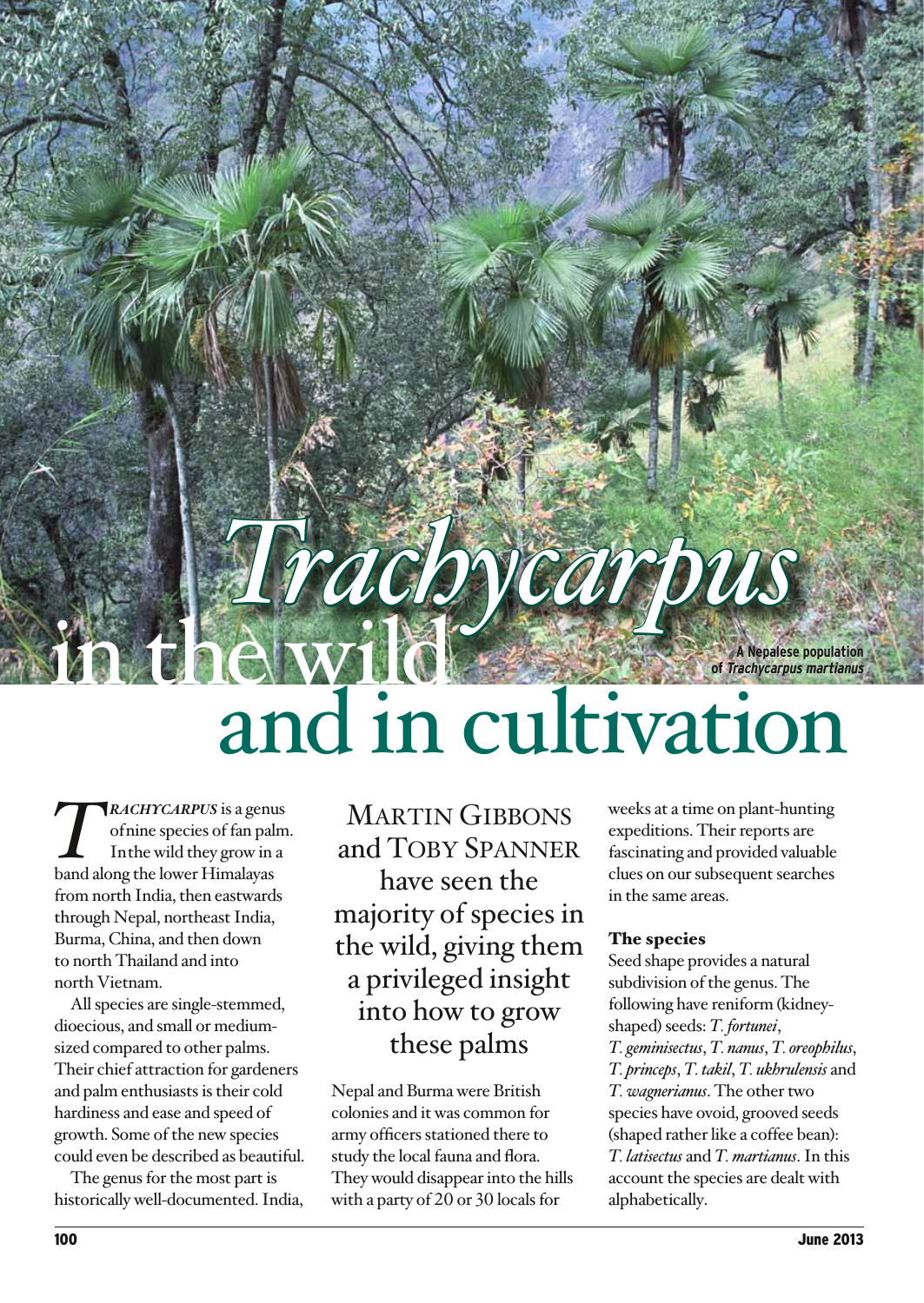# *Trachycarpus* in the wild and in cultivation

A Nepalese population of *Trachycarpus martianus*

**Martin Gibbons and Toby Spanner have seen the majority of species in the wild, giving them a privileged insight into how to grow these palms**

*TRACHYCARPUS* is a genus of nine species of fan palm. In the wild they grow in a band along the lower Himalayas from north India, then eastwards through Nepal, northeast India, Burma, China, and then down to north Thailand and into north Vietnam.

All species are single-stemmed, dioecious, and small or medium-sized compared to other palms. Their chief attraction for gardeners and palm enthusiasts is their cold hardiness and ease and speed of growth. Some of the new species could even be described as beautiful.

The genus for the most part is historically well-documented. India, Nepal and Burma were British colonies and it was common for army officers stationed there to study the local fauna and flora. They would disappear into the hills with a party of 20 or 30 locals for weeks at a time on plant-hunting expeditions. Their reports are fascinating and provided valuable clues on our subsequent searches in the same areas.

## The species

Seed shape provides a natural subdivision of the genus. The following have reniform (kidney-shaped) seeds: *T. fortunei*, *T. geminisectus*, *T. nanus*, *T. oreophilus*, *T. princeps*, *T. takil*, *T. ukhrulensis* and *T. wagnerianus*. The other two species have ovoid, grooved seeds (shaped rather like a coffee bean): *T. latisectus* and *T. martianus*. In this account the species are dealt with alphabetically.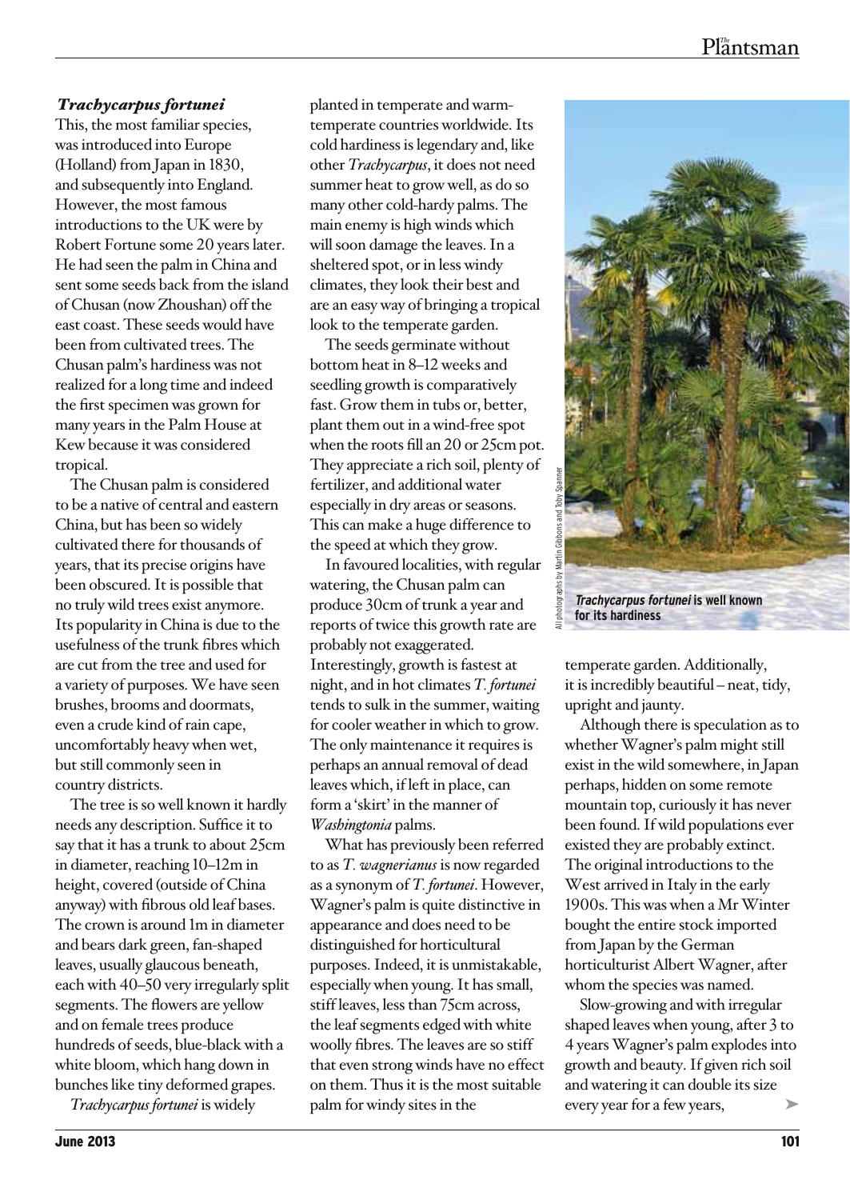### *Trachycarpus fortunei*

This, the most familiar species, was introduced into Europe (Holland) from Japan in 1830, and subsequently into England. However, the most famous introductions to the UK were by Robert Fortune some 20 years later. He had seen the palm in China and sent some seeds back from the island of Chusan (now Zhoushan) off the east coast. These seeds would have been from cultivated trees. The Chusan palm's hardiness was not realized for a long time and indeed the first specimen was grown for many years in the Palm House at Kew because it was considered tropical.

The Chusan palm is considered to be a native of central and eastern China, but has been so widely cultivated there for thousands of years, that its precise origins have been obscured. It is possible that no truly wild trees exist anymore. Its popularity in China is due to the usefulness of the trunk fibres which are cut from the tree and used for a variety of purposes. We have seen brushes, brooms and doormats, even a crude kind of rain cape, uncomfortably heavy when wet, but still commonly seen in country districts.

The tree is so well known it hardly needs any description. Suffice it to say that it has a trunk to about 25cm in diameter, reaching 10–12m in height, covered (outside of China anyway) with fibrous old leaf bases. The crown is around 1m in diameter and bears dark green, fan-shaped leaves, usually glaucous beneath, each with 40–50 very irregularly split segments. The flowers are yellow and on female trees produce hundreds of seeds, blue-black with a white bloom, which hang down in bunches like tiny deformed grapes.

*Trachycarpus fortunei* is widely planted in temperate and warm-temperate countries worldwide. Its cold hardiness is legendary and, like other *Trachycarpus*, it does not need summer heat to grow well, as do so many other cold-hardy palms. The main enemy is high winds which will soon damage the leaves. In a sheltered spot, or in less windy climates, they look their best and are an easy way of bringing a tropical look to the temperate garden.

The seeds germinate without bottom heat in 8–12 weeks and seedling growth is comparatively fast. Grow them in tubs or, better, plant them out in a wind-free spot when the roots fill an 20 or 25cm pot. They appreciate a rich soil, plenty of fertilizer, and additional water especially in dry areas or seasons. This can make a huge difference to the speed at which they grow.

In favoured localities, with regular watering, the Chusan palm can produce 30cm of trunk a year and reports of twice this growth rate are probably not exaggerated. Interestingly, growth is fastest at night, and in hot climates *T. fortunei* tends to sulk in the summer, waiting for cooler weather in which to grow. The only maintenance it requires is perhaps an annual removal of dead leaves which, if left in place, can form a 'skirt' in the manner of *Washingtonia* palms.

What has previously been referred to as *T. wagnerianus* is now regarded as a synonym of *T. fortunei*. However, Wagner's palm is quite distinctive in appearance and does need to be distinguished for horticultural purposes. Indeed, it is unmistakable, especially when young. It has small, stiff leaves, less than 75cm across, the leaf segments edged with white woolly fibres. The leaves are so stiff that even strong winds have no effect on them. Thus it is the most suitable palm for windy sites in the temperate garden. Additionally, it is incredibly beautiful – neat, tidy, upright and jaunty.

All photographs by Martin Gibbons and Toby Spanner

***Trachycarpus fortunei*** **is well known for its hardiness**

Although there is speculation as to whether Wagner's palm might still exist in the wild somewhere, in Japan perhaps, hidden on some remote mountain top, curiously it has never been found. If wild populations ever existed they are probably extinct. The original introductions to the West arrived in Italy in the early 1900s. This was when a Mr Winter bought the entire stock imported from Japan by the German horticulturist Albert Wagner, after whom the species was named.

Slow-growing and with irregular shaped leaves when young, after 3 to 4 years Wagner's palm explodes into growth and beauty. If given rich soil and watering it can double its size every year for a few years,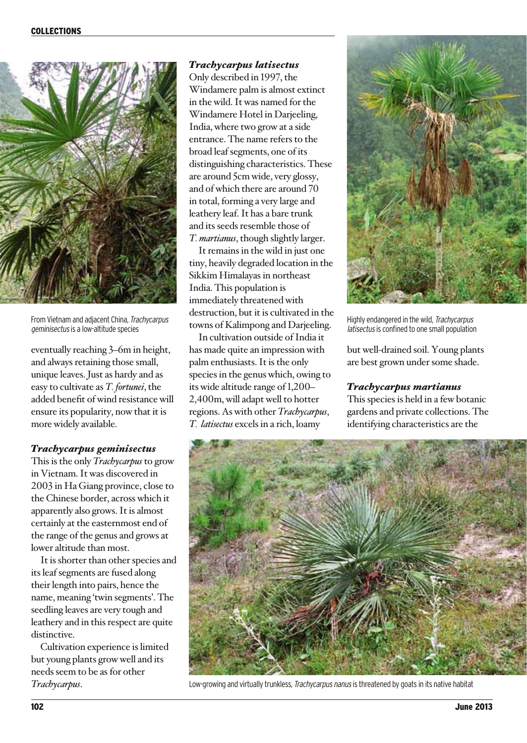From Vietnam and adjacent China, *Trachycarpus geminisectus* is a low-altitude species

eventually reaching 3–6m in height, and always retaining those small, unique leaves. Just as hardy and as easy to cultivate as *T. fortunei*, the added benefit of wind resistance will ensure its popularity, now that it is more widely available.

### *Trachycarpus geminisectus*

This is the only *Trachycarpus* to grow in Vietnam. It was discovered in 2003 in Ha Giang province, close to the Chinese border, across which it apparently also grows. It is almost certainly at the easternmost end of the range of the genus and grows at lower altitude than most.

It is shorter than other species and its leaf segments are fused along their length into pairs, hence the name, meaning 'twin segments'. The seedling leaves are very tough and leathery and in this respect are quite distinctive.

Cultivation experience is limited but young plants grow well and its needs seem to be as for other *Trachycarpus*.

### *Trachycarpus latisectus*

Only described in 1997, the Windamere palm is almost extinct in the wild. It was named for the Windamere Hotel in Darjeeling, India, where two grow at a side entrance. The name refers to the broad leaf segments, one of its distinguishing characteristics. These are around 5cm wide, very glossy, and of which there are around 70 in total, forming a very large and leathery leaf. It has a bare trunk and its seeds resemble those of *T. martianus*, though slightly larger.

It remains in the wild in just one tiny, heavily degraded location in the Sikkim Himalayas in northeast India. This population is immediately threatened with destruction, but it is cultivated in the towns of Kalimpong and Darjeeling.

In cultivation outside of India it has made quite an impression with palm enthusiasts. It is the only species in the genus which, owing to its wide altitude range of 1,200–2,400m, will adapt well to hotter regions. As with other *Trachycarpus*, *T. latisectus* excels in a rich, loamy but well-drained soil. Young plants are best grown under some shade.

Highly endangered in the wild, *Trachycarpus latisectus* is confined to one small population

### *Trachycarpus martianus*

This species is held in a few botanic gardens and private collections. The identifying characteristics are the

Low-growing and virtually trunkless, *Trachycarpus nanus* is threatened by goats in its native habitat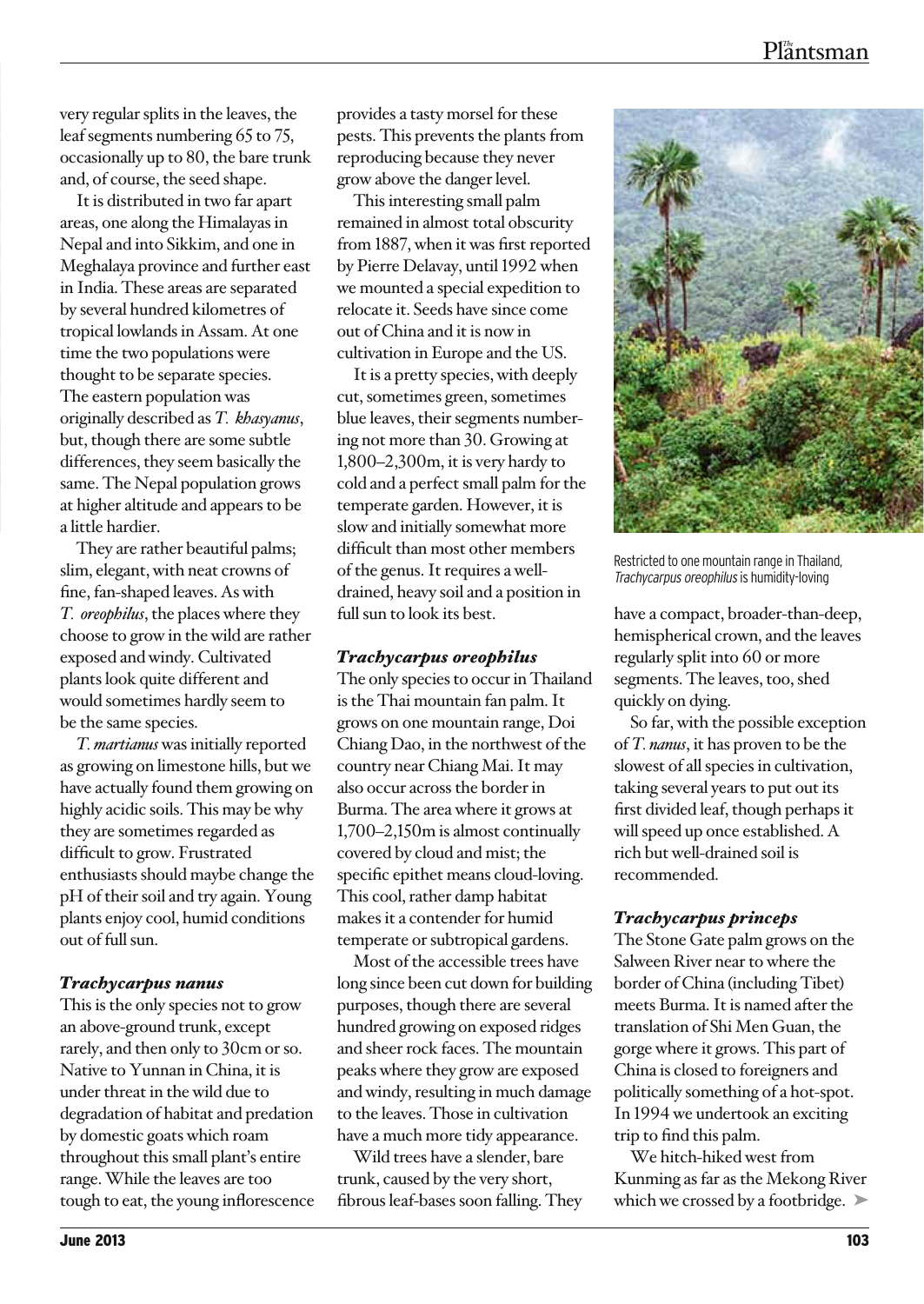very regular splits in the leaves, the leaf segments numbering 65 to 75, occasionally up to 80, the bare trunk and, of course, the seed shape.

It is distributed in two far apart areas, one along the Himalayas in Nepal and into Sikkim, and one in Meghalaya province and further east in India. These areas are separated by several hundred kilometres of tropical lowlands in Assam. At one time the two populations were thought to be separate species. The eastern population was originally described as *T. khasyanus*, but, though there are some subtle differences, they seem basically the same. The Nepal population grows at higher altitude and appears to be a little hardier.

They are rather beautiful palms; slim, elegant, with neat crowns of fine, fan-shaped leaves. As with *T. oreophilus*, the places where they choose to grow in the wild are rather exposed and windy. Cultivated plants look quite different and would sometimes hardly seem to be the same species.

*T. martianus* was initially reported as growing on limestone hills, but we have actually found them growing on highly acidic soils. This may be why they are sometimes regarded as difficult to grow. Frustrated enthusiasts should maybe change the pH of their soil and try again. Young plants enjoy cool, humid conditions out of full sun.

### *Trachycarpus nanus*

This is the only species not to grow an above-ground trunk, except rarely, and then only to 30cm or so. Native to Yunnan in China, it is under threat in the wild due to degradation of habitat and predation by domestic goats which roam throughout this small plant's entire range. While the leaves are too tough to eat, the young inflorescence provides a tasty morsel for these pests. This prevents the plants from reproducing because they never grow above the danger level.

This interesting small palm remained in almost total obscurity from 1887, when it was first reported by Pierre Delavay, until 1992 when we mounted a special expedition to relocate it. Seeds have since come out of China and it is now in cultivation in Europe and the US.

It is a pretty species, with deeply cut, sometimes green, sometimes blue leaves, their segments numbering not more than 30. Growing at 1,800–2,300m, it is very hardy to cold and a perfect small palm for the temperate garden. However, it is slow and initially somewhat more difficult than most other members of the genus. It requires a well-drained, heavy soil and a position in full sun to look its best.

### *Trachycarpus oreophilus*

The only species to occur in Thailand is the Thai mountain fan palm. It grows on one mountain range, Doi Chiang Dao, in the northwest of the country near Chiang Mai. It may also occur across the border in Burma. The area where it grows at 1,700–2,150m is almost continually covered by cloud and mist; the specific epithet means cloud-loving. This cool, rather damp habitat makes it a contender for humid temperate or subtropical gardens.

Most of the accessible trees have long since been cut down for building purposes, though there are several hundred growing on exposed ridges and sheer rock faces. The mountain peaks where they grow are exposed and windy, resulting in much damage to the leaves. Those in cultivation have a much more tidy appearance.

Wild trees have a slender, bare trunk, caused by the very short, fibrous leaf-bases soon falling. They have a compact, broader-than-deep, hemispherical crown, and the leaves regularly split into 60 or more segments. The leaves, too, shed quickly on dying.

Restricted to one mountain range in Thailand, *Trachycarpus oreophilus* is humidity-loving

So far, with the possible exception of *T. nanus*, it has proven to be the slowest of all species in cultivation, taking several years to put out its first divided leaf, though perhaps it will speed up once established. A rich but well-drained soil is recommended.

### *Trachycarpus princeps*

The Stone Gate palm grows on the Salween River near to where the border of China (including Tibet) meets Burma. It is named after the translation of Shi Men Guan, the gorge where it grows. This part of China is closed to foreigners and politically something of a hot-spot. In 1994 we undertook an exciting trip to find this palm.

We hitch-hiked west from Kunming as far as the Mekong River which we crossed by a footbridge. ➤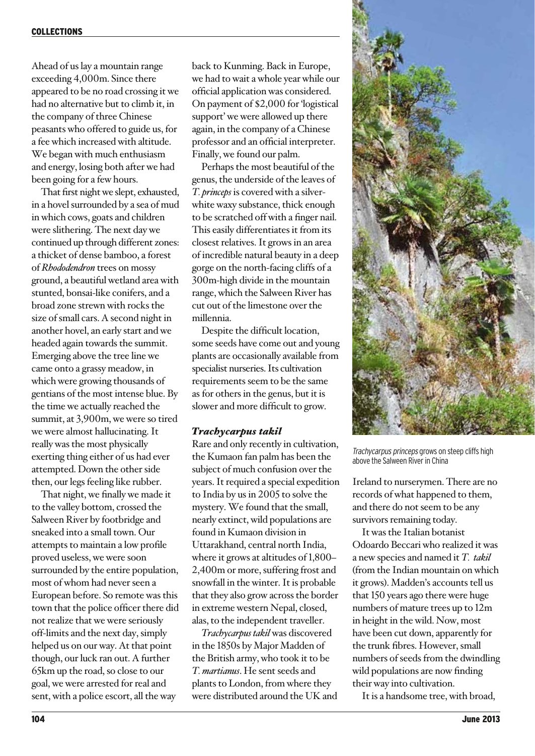Ahead of us lay a mountain range exceeding 4,000m. Since there appeared to be no road crossing it we had no alternative but to climb it, in the company of three Chinese peasants who offered to guide us, for a fee which increased with altitude. We began with much enthusiasm and energy, losing both after we had been going for a few hours.

That first night we slept, exhausted, in a hovel surrounded by a sea of mud in which cows, goats and children were slithering. The next day we continued up through different zones: a thicket of dense bamboo, a forest of *Rhododendron* trees on mossy ground, a beautiful wetland area with stunted, bonsai-like conifers, and a broad zone strewn with rocks the size of small cars. A second night in another hovel, an early start and we headed again towards the summit. Emerging above the tree line we came onto a grassy meadow, in which were growing thousands of gentians of the most intense blue. By the time we actually reached the summit, at 3,900m, we were so tired we were almost hallucinating. It really was the most physically exerting thing either of us had ever attempted. Down the other side then, our legs feeling like rubber.

That night, we finally we made it to the valley bottom, crossed the Salween River by footbridge and sneaked into a small town. Our attempts to maintain a low profile proved useless, we were soon surrounded by the entire population, most of whom had never seen a European before. So remote was this town that the police officer there did not realize that we were seriously off-limits and the next day, simply helped us on our way. At that point though, our luck ran out. A further 65km up the road, so close to our goal, we were arrested for real and sent, with a police escort, all the way back to Kunming. Back in Europe, we had to wait a whole year while our official application was considered. On payment of $2,000 for 'logistical support' we were allowed up there again, in the company of a Chinese professor and an official interpreter. Finally, we found our palm.

Perhaps the most beautiful of the genus, the underside of the leaves of *T. princeps* is covered with a silver-white waxy substance, thick enough to be scratched off with a finger nail. This easily differentiates it from its closest relatives. It grows in an area of incredible natural beauty in a deep gorge on the north-facing cliffs of a 300m-high divide in the mountain range, which the Salween River has cut out of the limestone over the millennia.

Despite the difficult location, some seeds have come out and young plants are occasionally available from specialist nurseries. Its cultivation requirements seem to be the same as for others in the genus, but it is slower and more difficult to grow.

### *Trachycarpus takil*

Rare and only recently in cultivation, the Kumaon fan palm has been the subject of much confusion over the years. It required a special expedition to India by us in 2005 to solve the mystery. We found that the small, nearly extinct, wild populations are found in Kumaon division in Uttarakhand, central north India, where it grows at altitudes of 1,800–2,400m or more, suffering frost and snowfall in the winter. It is probable that they also grow across the border in extreme western Nepal, closed, alas, to the independent traveller.

*Trachycarpus takil* was discovered in the 1850s by Major Madden of the British army, who took it to be *T. martianus*. He sent seeds and plants to London, from where they were distributed around the UK and Ireland to nurserymen. There are no records of what happened to them, and there do not seem to be any survivors remaining today.

It was the Italian botanist Odoardo Beccari who realized it was a new species and named it *T. takil* (from the Indian mountain on which it grows). Madden's accounts tell us that 150 years ago there were huge numbers of mature trees up to 12m in height in the wild. Now, most have been cut down, apparently for the trunk fibres. However, small numbers of seeds from the dwindling wild populations are now finding their way into cultivation.

It is a handsome tree, with broad,

*Trachycarpus princeps* grows on steep cliffs high above the Salween River in China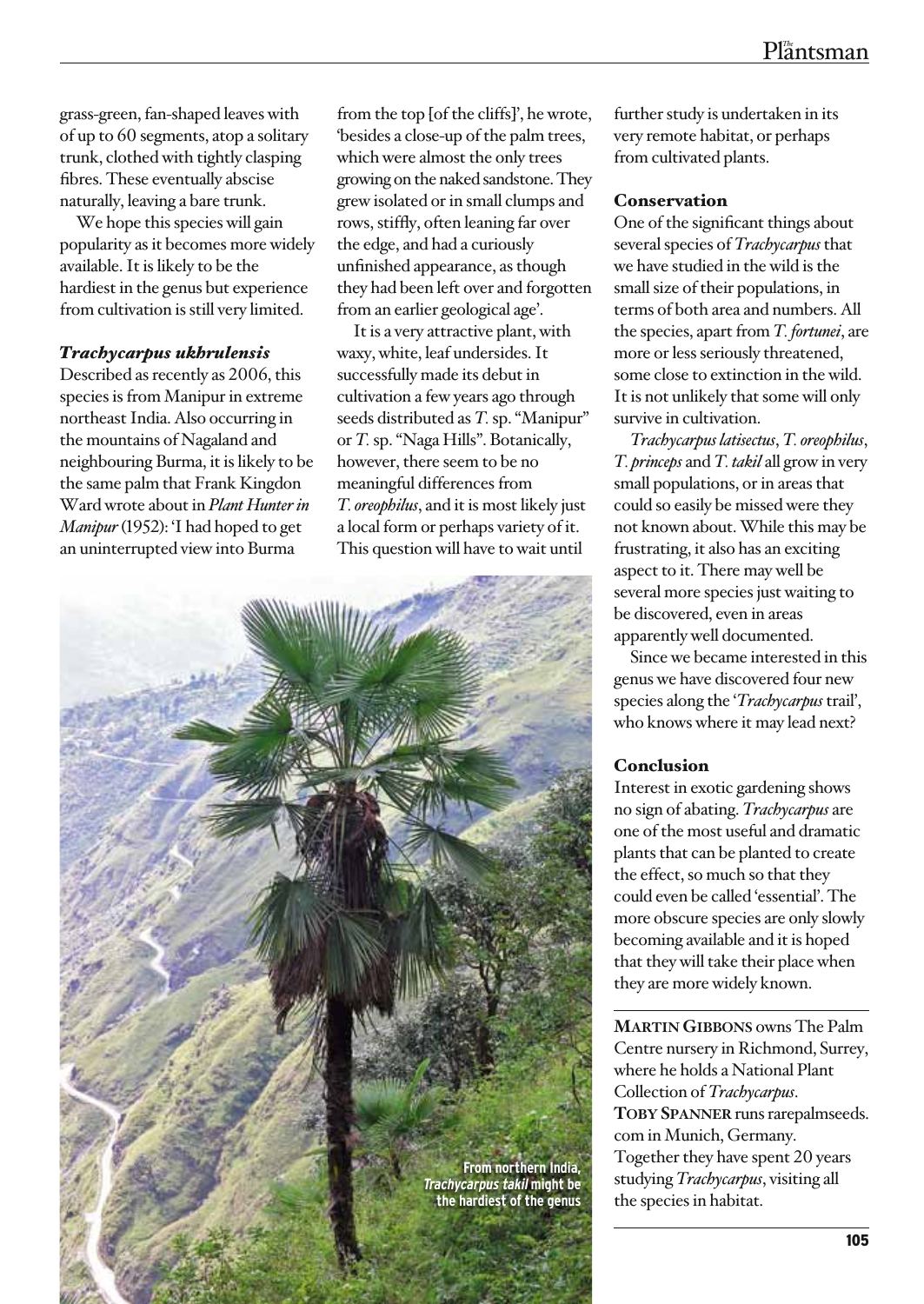grass-green, fan-shaped leaves with of up to 60 segments, atop a solitary trunk, clothed with tightly clasping fibres. These eventually abscise naturally, leaving a bare trunk.

We hope this species will gain popularity as it becomes more widely available. It is likely to be the hardiest in the genus but experience from cultivation is still very limited.

### *Trachycarpus ukhrulensis*

Described as recently as 2006, this species is from Manipur in extreme northeast India. Also occurring in the mountains of Nagaland and neighbouring Burma, it is likely to be the same palm that Frank Kingdon Ward wrote about in *Plant Hunter in Manipur* (1952): 'I had hoped to get an uninterrupted view into Burma from the top [of the cliffs]', he wrote, 'besides a close-up of the palm trees, which were almost the only trees growing on the naked sandstone. They grew isolated or in small clumps and rows, stiffly, often leaning far over the edge, and had a curiously unfinished appearance, as though they had been left over and forgotten from an earlier geological age'.

It is a very attractive plant, with waxy, white, leaf undersides. It successfully made its debut in cultivation a few years ago through seeds distributed as *T.* sp. "Manipur" or *T.* sp. "Naga Hills". Botanically, however, there seem to be no meaningful differences from *T. oreophilus*, and it is most likely just a local form or perhaps variety of it. This question will have to wait until further study is undertaken in its very remote habitat, or perhaps from cultivated plants.

From northern India, *Trachycarpus takil* might be the hardiest of the genus

### Conservation

One of the significant things about several species of *Trachycarpus* that we have studied in the wild is the small size of their populations, in terms of both area and numbers. All the species, apart from *T. fortunei*, are more or less seriously threatened, some close to extinction in the wild. It is not unlikely that some will only survive in cultivation.

*Trachycarpus latisectus*, *T. oreophilus*, *T. princeps* and *T. takil* all grow in very small populations, or in areas that could so easily be missed were they not known about. While this may be frustrating, it also has an exciting aspect to it. There may well be several more species just waiting to be discovered, even in areas apparently well documented.

Since we became interested in this genus we have discovered four new species along the '*Trachycarpus* trail', who knows where it may lead next?

### Conclusion

Interest in exotic gardening shows no sign of abating. *Trachycarpus* are one of the most useful and dramatic plants that can be planted to create the effect, so much so that they could even be called 'essential'. The more obscure species are only slowly becoming available and it is hoped that they will take their place when they are more widely known.

**MARTIN GIBBONS** owns The Palm Centre nursery in Richmond, Surrey, where he holds a National Plant Collection of *Trachycarpus*.
**TOBY SPANNER** runs rarepalmseeds.com in Munich, Germany.
Together they have spent 20 years studying *Trachycarpus*, visiting all the species in habitat.